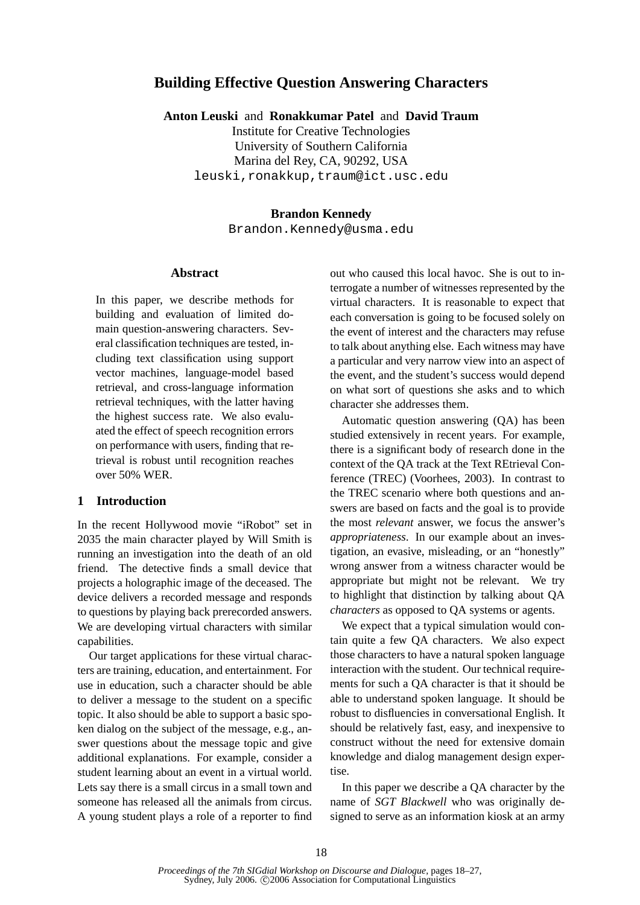# Building Effective Question Answering Characters

**Anton Leuski** and **Ronakkumar Patel** and **David Traum**
Institute for Creative Technologies
University of Southern California
Marina del Rey, CA, 90292, USA
leuski,ronakkup,traum@ict.usc.edu

**Brandon Kennedy**
Brandon.Kennedy@usma.edu

## Abstract

In this paper, we describe methods for building and evaluation of limited domain question-answering characters. Several classification techniques are tested, including text classification using support vector machines, language-model based retrieval, and cross-language information retrieval techniques, with the latter having the highest success rate. We also evaluated the effect of speech recognition errors on performance with users, finding that retrieval is robust until recognition reaches over 50% WER.

## 1 Introduction

In the recent Hollywood movie "iRobot" set in 2035 the main character played by Will Smith is running an investigation into the death of an old friend. The detective finds a small device that projects a holographic image of the deceased. The device delivers a recorded message and responds to questions by playing back prerecorded answers. We are developing virtual characters with similar capabilities.

Our target applications for these virtual characters are training, education, and entertainment. For use in education, such a character should be able to deliver a message to the student on a specific topic. It also should be able to support a basic spoken dialog on the subject of the message, e.g., answer questions about the message topic and give additional explanations. For example, consider a student learning about an event in a virtual world. Lets say there is a small circus in a small town and someone has released all the animals from circus. A young student plays a role of a reporter to find out who caused this local havoc. She is out to interrogate a number of witnesses represented by the virtual characters. It is reasonable to expect that each conversation is going to be focused solely on the event of interest and the characters may refuse to talk about anything else. Each witness may have a particular and very narrow view into an aspect of the event, and the student's success would depend on what sort of questions she asks and to which character she addresses them.

Automatic question answering (QA) has been studied extensively in recent years. For example, there is a significant body of research done in the context of the QA track at the Text REtrieval Conference (TREC) (Voorhees, 2003). In contrast to the TREC scenario where both questions and answers are based on facts and the goal is to provide the most *relevant* answer, we focus the answer's *appropriateness*. In our example about an investigation, an evasive, misleading, or an "honestly" wrong answer from a witness character would be appropriate but might not be relevant. We try to highlight that distinction by talking about QA *characters* as opposed to QA systems or agents.

We expect that a typical simulation would contain quite a few QA characters. We also expect those characters to have a natural spoken language interaction with the student. Our technical requirements for such a QA character is that it should be able to understand spoken language. It should be robust to disfluencies in conversational English. It should be relatively fast, easy, and inexpensive to construct without the need for extensive domain knowledge and dialog management design expertise.

In this paper we describe a QA character by the name of *SGT Blackwell* who was originally designed to serve as an information kiosk at an army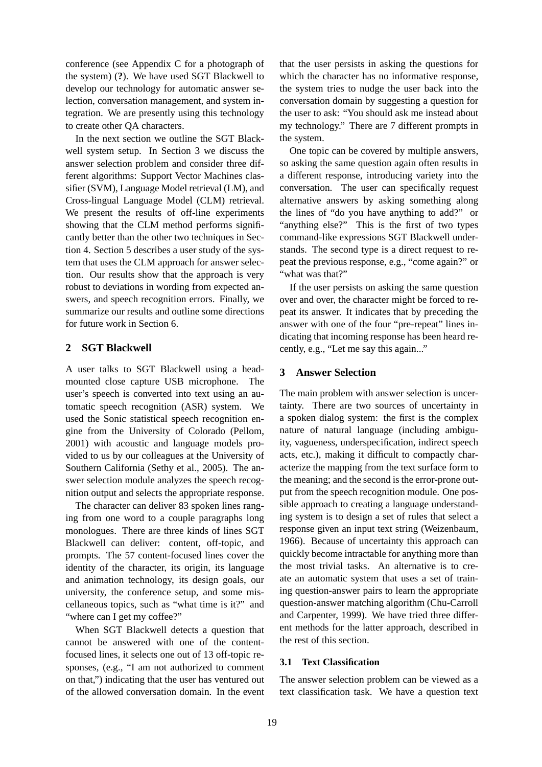conference (see Appendix C for a photograph of the system) (**?**). We have used SGT Blackwell to develop our technology for automatic answer selection, conversation management, and system integration. We are presently using this technology to create other QA characters.

In the next section we outline the SGT Blackwell system setup. In Section 3 we discuss the answer selection problem and consider three different algorithms: Support Vector Machines classifier (SVM), Language Model retrieval (LM), and Cross-lingual Language Model (CLM) retrieval. We present the results of off-line experiments showing that the CLM method performs significantly better than the other two techniques in Section 4. Section 5 describes a user study of the system that uses the CLM approach for answer selection. Our results show that the approach is very robust to deviations in wording from expected answers, and speech recognition errors. Finally, we summarize our results and outline some directions for future work in Section 6.

## 2 SGT Blackwell

A user talks to SGT Blackwell using a head-mounted close capture USB microphone. The user's speech is converted into text using an automatic speech recognition (ASR) system. We used the Sonic statistical speech recognition engine from the University of Colorado (Pellom, 2001) with acoustic and language models provided to us by our colleagues at the University of Southern California (Sethy et al., 2005). The answer selection module analyzes the speech recognition output and selects the appropriate response.

The character can deliver 83 spoken lines ranging from one word to a couple paragraphs long monologues. There are three kinds of lines SGT Blackwell can deliver: content, off-topic, and prompts. The 57 content-focused lines cover the identity of the character, its origin, its language and animation technology, its design goals, our university, the conference setup, and some miscellaneous topics, such as "what time is it?" and "where can I get my coffee?"

When SGT Blackwell detects a question that cannot be answered with one of the content-focused lines, it selects one out of 13 off-topic responses, (e.g., "I am not authorized to comment on that,") indicating that the user has ventured out of the allowed conversation domain. In the event that the user persists in asking the questions for which the character has no informative response, the system tries to nudge the user back into the conversation domain by suggesting a question for the user to ask: "You should ask me instead about my technology." There are 7 different prompts in the system.

One topic can be covered by multiple answers, so asking the same question again often results in a different response, introducing variety into the conversation. The user can specifically request alternative answers by asking something along the lines of "do you have anything to add?" or "anything else?" This is the first of two types command-like expressions SGT Blackwell understands. The second type is a direct request to repeat the previous response, e.g., "come again?" or "what was that?"

If the user persists on asking the same question over and over, the character might be forced to repeat its answer. It indicates that by preceding the answer with one of the four "pre-repeat" lines indicating that incoming response has been heard recently, e.g., "Let me say this again..."

## 3 Answer Selection

The main problem with answer selection is uncertainty. There are two sources of uncertainty in a spoken dialog system: the first is the complex nature of natural language (including ambiguity, vagueness, underspecification, indirect speech acts, etc.), making it difficult to compactly characterize the mapping from the text surface form to the meaning; and the second is the error-prone output from the speech recognition module. One possible approach to creating a language understanding system is to design a set of rules that select a response given an input text string (Weizenbaum, 1966). Because of uncertainty this approach can quickly become intractable for anything more than the most trivial tasks. An alternative is to create an automatic system that uses a set of training question-answer pairs to learn the appropriate question-answer matching algorithm (Chu-Carroll and Carpenter, 1999). We have tried three different methods for the latter approach, described in the rest of this section.

### 3.1 Text Classification

The answer selection problem can be viewed as a text classification task. We have a question text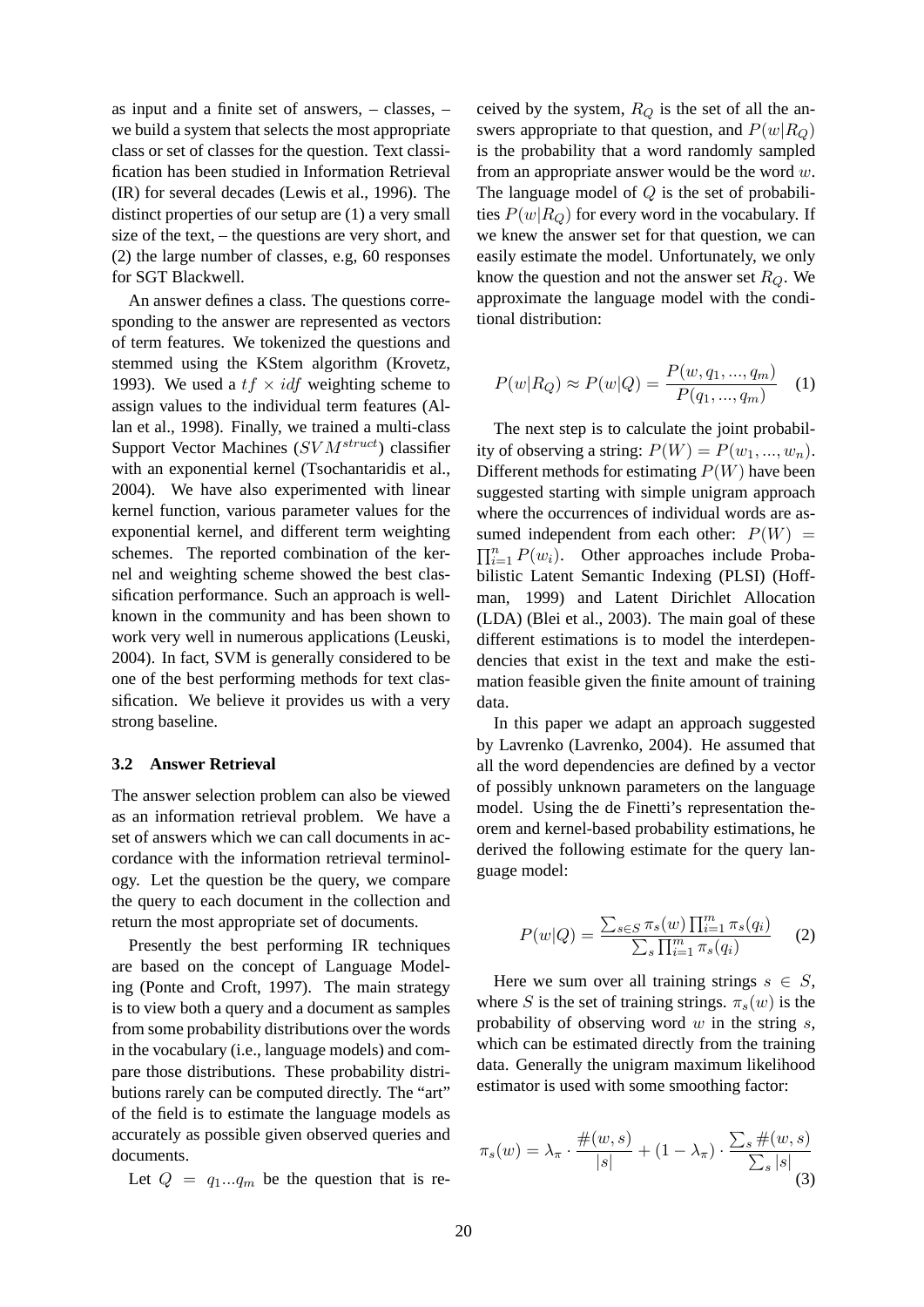as input and a finite set of answers, – classes, – we build a system that selects the most appropriate class or set of classes for the question. Text classification has been studied in Information Retrieval (IR) for several decades (Lewis et al., 1996). The distinct properties of our setup are (1) a very small size of the text, – the questions are very short, and (2) the large number of classes, e.g, 60 responses for SGT Blackwell.

An answer defines a class. The questions corresponding to the answer are represented as vectors of term features. We tokenized the questions and stemmed using the KStem algorithm (Krovetz, 1993). We used a $tf \times idf$ weighting scheme to assign values to the individual term features (Allan et al., 1998). Finally, we trained a multi-class Support Vector Machines ($SVM^{struct}$) classifier with an exponential kernel (Tsochantaridis et al., 2004). We have also experimented with linear kernel function, various parameter values for the exponential kernel, and different term weighting schemes. The reported combination of the kernel and weighting scheme showed the best classification performance. Such an approach is well-known in the community and has been shown to work very well in numerous applications (Leuski, 2004). In fact, SVM is generally considered to be one of the best performing methods for text classification. We believe it provides us with a very strong baseline.

### 3.2 Answer Retrieval

The answer selection problem can also be viewed as an information retrieval problem. We have a set of answers which we can call documents in accordance with the information retrieval terminology. Let the question be the query, we compare the query to each document in the collection and return the most appropriate set of documents.

Presently the best performing IR techniques are based on the concept of Language Modeling (Ponte and Croft, 1997). The main strategy is to view both a query and a document as samples from some probability distributions over the words in the vocabulary (i.e., language models) and compare those distributions. These probability distributions rarely can be computed directly. The "art" of the field is to estimate the language models as accurately as possible given observed queries and documents.

Let $Q = q_1...q_m$ be the question that is received by the system, $R_Q$ is the set of all the answers appropriate to that question, and $P(w|R_Q)$ is the probability that a word randomly sampled from an appropriate answer would be the word $w$. The language model of $Q$ is the set of probabilities $P(w|R_Q)$ for every word in the vocabulary. If we knew the answer set for that question, we can easily estimate the model. Unfortunately, we only know the question and not the answer set $R_Q$. We approximate the language model with the conditional distribution:

$$P(w|R_Q) \approx P(w|Q) = \frac{P(w, q_1, ..., q_m)}{P(q_1, ..., q_m)} \quad (1)$$

The next step is to calculate the joint probability of observing a string: $P(W) = P(w_1, ..., w_n)$. Different methods for estimating $P(W)$ have been suggested starting with simple unigram approach where the occurrences of individual words are assumed independent from each other: $P(W) = \prod_{i=1}^{n} P(w_i)$. Other approaches include Probabilistic Latent Semantic Indexing (PLSI) (Hoffman, 1999) and Latent Dirichlet Allocation (LDA) (Blei et al., 2003). The main goal of these different estimations is to model the interdependencies that exist in the text and make the estimation feasible given the finite amount of training data.

In this paper we adapt an approach suggested by Lavrenko (Lavrenko, 2004). He assumed that all the word dependencies are defined by a vector of possibly unknown parameters on the language model. Using the de Finetti's representation theorem and kernel-based probability estimations, he derived the following estimate for the query language model:

$$P(w|Q) = \frac{\sum_{s \in S} \pi_s(w) \prod_{i=1}^{m} \pi_s(q_i)}{\sum_s \prod_{i=1}^{m} \pi_s(q_i)} \quad (2)$$

Here we sum over all training strings $s \in S$, where $S$ is the set of training strings. $\pi_s(w)$ is the probability of observing word $w$ in the string $s$, which can be estimated directly from the training data. Generally the unigram maximum likelihood estimator is used with some smoothing factor:

$$\pi_s(w) = \lambda_\pi \cdot \frac{\#(w, s)}{|s|} + (1 - \lambda_\pi) \cdot \frac{\sum_s \#(w, s)}{\sum_s |s|} \quad (3)$$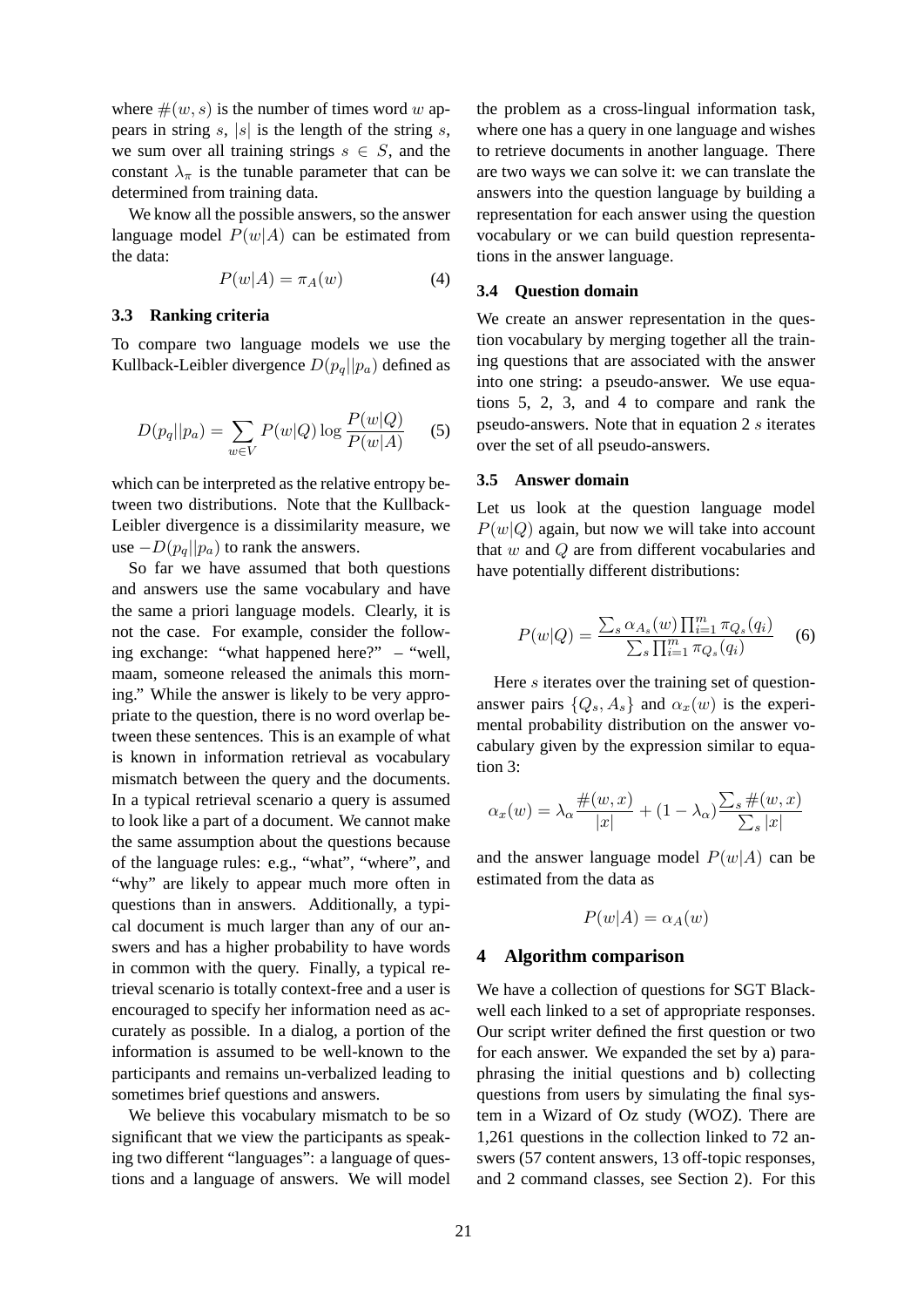where $\#(w, s)$ is the number of times word $w$ appears in string $s$, $|s|$ is the length of the string $s$, we sum over all training strings $s \in S$, and the constant $\lambda_\pi$ is the tunable parameter that can be determined from training data.

We know all the possible answers, so the answer language model $P(w|A)$ can be estimated from the data:

$$P(w|A) = \pi_A(w) \tag{4}$$

### 3.3 Ranking criteria

To compare two language models we use the Kullback-Leibler divergence $D(p_q||p_a)$ defined as

$$D(p_q||p_a) = \sum_{w \in V} P(w|Q) \log \frac{P(w|Q)}{P(w|A)} \tag{5}$$

which can be interpreted as the relative entropy between two distributions. Note that the Kullback-Leibler divergence is a dissimilarity measure, we use $-D(p_q||p_a)$ to rank the answers.

So far we have assumed that both questions and answers use the same vocabulary and have the same a priori language models. Clearly, it is not the case. For example, consider the following exchange: "what happened here?" – "well, maam, someone released the animals this morning." While the answer is likely to be very appropriate to the question, there is no word overlap between these sentences. This is an example of what is known in information retrieval as vocabulary mismatch between the query and the documents. In a typical retrieval scenario a query is assumed to look like a part of a document. We cannot make the same assumption about the questions because of the language rules: e.g., "what", "where", and "why" are likely to appear much more often in questions than in answers. Additionally, a typical document is much larger than any of our answers and has a higher probability to have words in common with the query. Finally, a typical retrieval scenario is totally context-free and a user is encouraged to specify her information need as accurately as possible. In a dialog, a portion of the information is assumed to be well-known to the participants and remains un-verbalized leading to sometimes brief questions and answers.

We believe this vocabulary mismatch to be so significant that we view the participants as speaking two different "languages": a language of questions and a language of answers. We will model the problem as a cross-lingual information task, where one has a query in one language and wishes to retrieve documents in another language. There are two ways we can solve it: we can translate the answers into the question language by building a representation for each answer using the question vocabulary or we can build question representations in the answer language.

### 3.4 Question domain

We create an answer representation in the question vocabulary by merging together all the training questions that are associated with the answer into one string: a pseudo-answer. We use equations 5, 2, 3, and 4 to compare and rank the pseudo-answers. Note that in equation 2 $s$ iterates over the set of all pseudo-answers.

### 3.5 Answer domain

Let us look at the question language model $P(w|Q)$ again, but now we will take into account that $w$ and $Q$ are from different vocabularies and have potentially different distributions:

$$P(w|Q) = \frac{\sum_s \alpha_{A_s}(w) \prod_{i=1}^{m} \pi_{Q_s}(q_i)}{\sum_s \prod_{i=1}^{m} \pi_{Q_s}(q_i)} \tag{6}$$

Here $s$ iterates over the training set of question-answer pairs $\{Q_s, A_s\}$ and $\alpha_x(w)$ is the experimental probability distribution on the answer vocabulary given by the expression similar to equation 3:

$$\alpha_x(w) = \lambda_\alpha \frac{\#(w, x)}{|x|} + (1 - \lambda_\alpha) \frac{\sum_s \#(w, x)}{\sum_s |x|}$$

and the answer language model $P(w|A)$ can be estimated from the data as

$$P(w|A) = \alpha_A(w)$$

## 4 Algorithm comparison

We have a collection of questions for SGT Blackwell each linked to a set of appropriate responses. Our script writer defined the first question or two for each answer. We expanded the set by a) paraphrasing the initial questions and b) collecting questions from users by simulating the final system in a Wizard of Oz study (WOZ). There are 1,261 questions in the collection linked to 72 answers (57 content answers, 13 off-topic responses, and 2 command classes, see Section 2). For this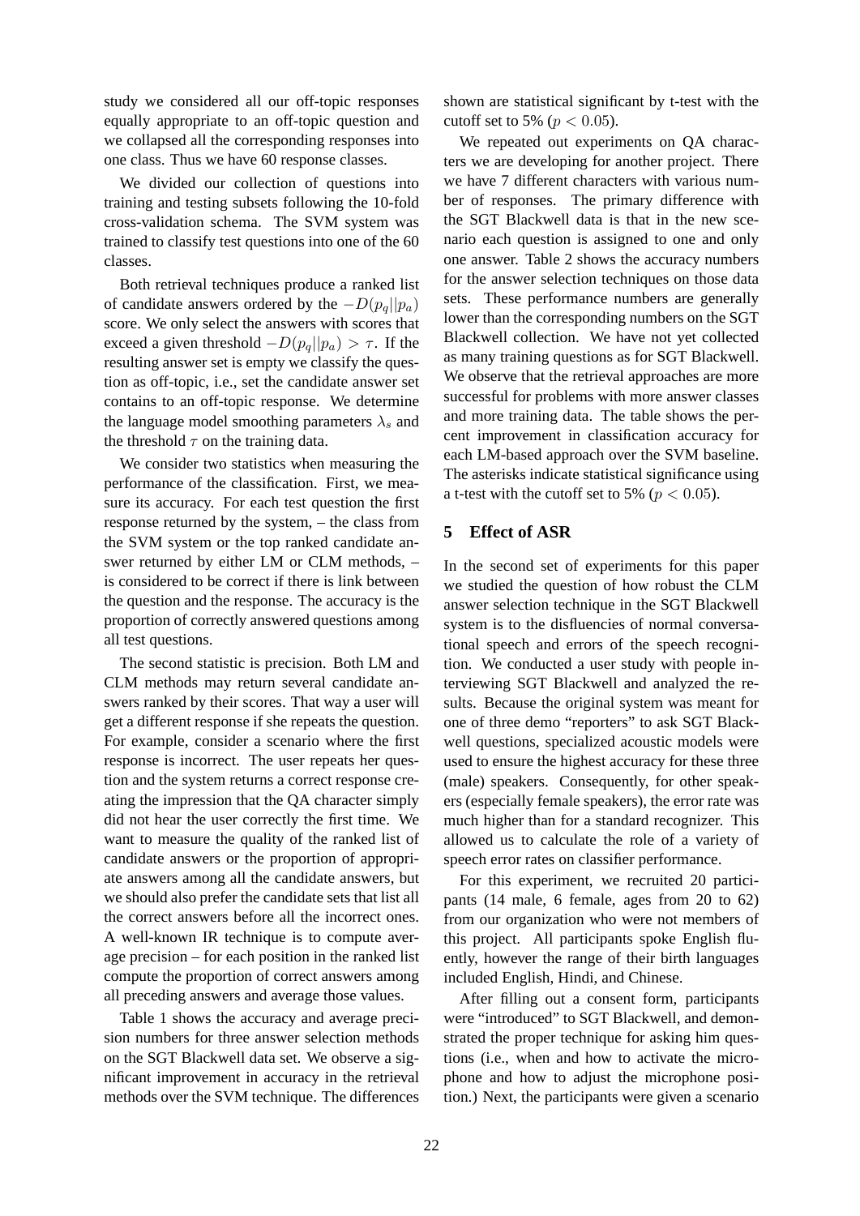study we considered all our off-topic responses equally appropriate to an off-topic question and we collapsed all the corresponding responses into one class. Thus we have 60 response classes.

We divided our collection of questions into training and testing subsets following the 10-fold cross-validation schema. The SVM system was trained to classify test questions into one of the 60 classes.

Both retrieval techniques produce a ranked list of candidate answers ordered by the $-D(p_q||p_a)$ score. We only select the answers with scores that exceed a given threshold $-D(p_q||p_a) > \tau$. If the resulting answer set is empty we classify the question as off-topic, i.e., set the candidate answer set contains to an off-topic response. We determine the language model smoothing parameters $\lambda_s$ and the threshold $\tau$ on the training data.

We consider two statistics when measuring the performance of the classification. First, we measure its accuracy. For each test question the first response returned by the system, – the class from the SVM system or the top ranked candidate answer returned by either LM or CLM methods, – is considered to be correct if there is link between the question and the response. The accuracy is the proportion of correctly answered questions among all test questions.

The second statistic is precision. Both LM and CLM methods may return several candidate answers ranked by their scores. That way a user will get a different response if she repeats the question. For example, consider a scenario where the first response is incorrect. The user repeats her question and the system returns a correct response creating the impression that the QA character simply did not hear the user correctly the first time. We want to measure the quality of the ranked list of candidate answers or the proportion of appropriate answers among all the candidate answers, but we should also prefer the candidate sets that list all the correct answers before all the incorrect ones. A well-known IR technique is to compute average precision – for each position in the ranked list compute the proportion of correct answers among all preceding answers and average those values.

Table 1 shows the accuracy and average precision numbers for three answer selection methods on the SGT Blackwell data set. We observe a significant improvement in accuracy in the retrieval methods over the SVM technique. The differences shown are statistical significant by t-test with the cutoff set to 5% ($p < 0.05$).

We repeated out experiments on QA characters we are developing for another project. There we have 7 different characters with various number of responses. The primary difference with the SGT Blackwell data is that in the new scenario each question is assigned to one and only one answer. Table 2 shows the accuracy numbers for the answer selection techniques on those data sets. These performance numbers are generally lower than the corresponding numbers on the SGT Blackwell collection. We have not yet collected as many training questions as for SGT Blackwell. We observe that the retrieval approaches are more successful for problems with more answer classes and more training data. The table shows the percent improvement in classification accuracy for each LM-based approach over the SVM baseline. The asterisks indicate statistical significance using a t-test with the cutoff set to 5% ($p < 0.05$).

## 5 Effect of ASR

In the second set of experiments for this paper we studied the question of how robust the CLM answer selection technique in the SGT Blackwell system is to the disfluencies of normal conversational speech and errors of the speech recognition. We conducted a user study with people interviewing SGT Blackwell and analyzed the results. Because the original system was meant for one of three demo "reporters" to ask SGT Blackwell questions, specialized acoustic models were used to ensure the highest accuracy for these three (male) speakers. Consequently, for other speakers (especially female speakers), the error rate was much higher than for a standard recognizer. This allowed us to calculate the role of a variety of speech error rates on classifier performance.

For this experiment, we recruited 20 participants (14 male, 6 female, ages from 20 to 62) from our organization who were not members of this project. All participants spoke English fluently, however the range of their birth languages included English, Hindi, and Chinese.

After filling out a consent form, participants were "introduced" to SGT Blackwell, and demonstrated the proper technique for asking him questions (i.e., when and how to activate the microphone and how to adjust the microphone position.) Next, the participants were given a scenario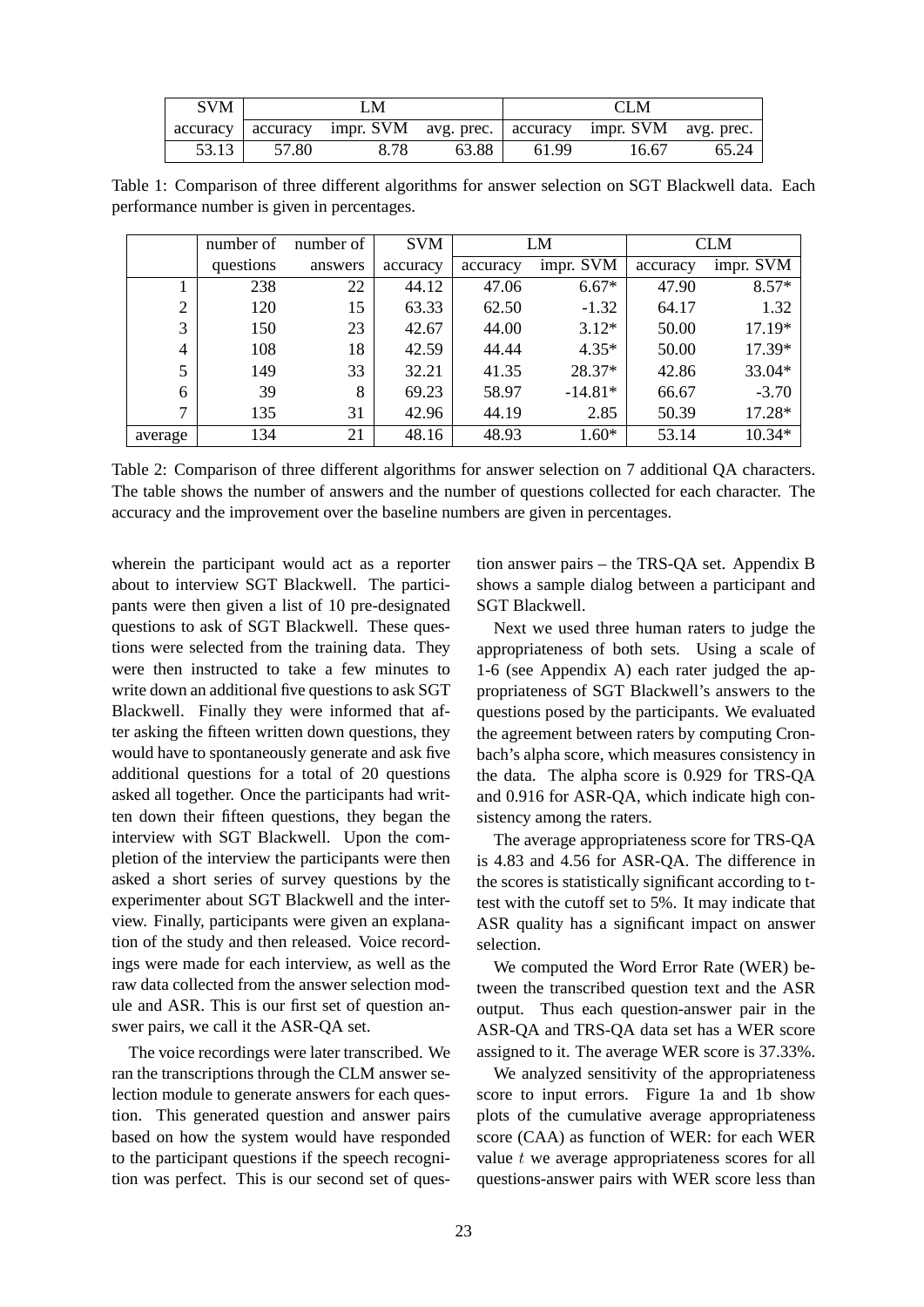| SVM | LM | | | CLM | | |
|---|---|---|---|---|---|---|
| accuracy | accuracy | impr. SVM | avg. prec. | accuracy | impr. SVM | avg. prec. |
| 53.13 | 57.80 | 8.78 | 63.88 | 61.99 | 16.67 | 65.24 |

Table 1: Comparison of three different algorithms for answer selection on SGT Blackwell data. Each performance number is given in percentages.

| | number of | number of | SVM | LM | | CLM | |
|---|---|---|---|---|---|---|---|
| | questions | answers | accuracy | accuracy | impr. SVM | accuracy | impr. SVM |
| 1 | 238 | 22 | 44.12 | 47.06 | 6.67* | 47.90 | 8.57* |
| 2 | 120 | 15 | 63.33 | 62.50 | -1.32 | 64.17 | 1.32 |
| 3 | 150 | 23 | 42.67 | 44.00 | 3.12* | 50.00 | 17.19* |
| 4 | 108 | 18 | 42.59 | 44.44 | 4.35* | 50.00 | 17.39* |
| 5 | 149 | 33 | 32.21 | 41.35 | 28.37* | 42.86 | 33.04* |
| 6 | 39 | 8 | 69.23 | 58.97 | -14.81* | 66.67 | -3.70 |
| 7 | 135 | 31 | 42.96 | 44.19 | 2.85 | 50.39 | 17.28* |
| average | 134 | 21 | 48.16 | 48.93 | 1.60* | 53.14 | 10.34* |

Table 2: Comparison of three different algorithms for answer selection on 7 additional QA characters. The table shows the number of answers and the number of questions collected for each character. The accuracy and the improvement over the baseline numbers are given in percentages.

wherein the participant would act as a reporter about to interview SGT Blackwell. The participants were then given a list of 10 pre-designated questions to ask of SGT Blackwell. These questions were selected from the training data. They were then instructed to take a few minutes to write down an additional five questions to ask SGT Blackwell. Finally they were informed that after asking the fifteen written down questions, they would have to spontaneously generate and ask five additional questions for a total of 20 questions asked all together. Once the participants had written down their fifteen questions, they began the interview with SGT Blackwell. Upon the completion of the interview the participants were then asked a short series of survey questions by the experimenter about SGT Blackwell and the interview. Finally, participants were given an explanation of the study and then released. Voice recordings were made for each interview, as well as the raw data collected from the answer selection module and ASR. This is our first set of question answer pairs, we call it the ASR-QA set.

The voice recordings were later transcribed. We ran the transcriptions through the CLM answer selection module to generate answers for each question. This generated question and answer pairs based on how the system would have responded to the participant questions if the speech recognition was perfect. This is our second set of question answer pairs – the TRS-QA set. Appendix B shows a sample dialog between a participant and SGT Blackwell.

Next we used three human raters to judge the appropriateness of both sets. Using a scale of 1-6 (see Appendix A) each rater judged the appropriateness of SGT Blackwell's answers to the questions posed by the participants. We evaluated the agreement between raters by computing Cronbach's alpha score, which measures consistency in the data. The alpha score is 0.929 for TRS-QA and 0.916 for ASR-QA, which indicate high consistency among the raters.

The average appropriateness score for TRS-QA is 4.83 and 4.56 for ASR-QA. The difference in the scores is statistically significant according to t-test with the cutoff set to 5%. It may indicate that ASR quality has a significant impact on answer selection.

We computed the Word Error Rate (WER) between the transcribed question text and the ASR output. Thus each question-answer pair in the ASR-QA and TRS-QA data set has a WER score assigned to it. The average WER score is 37.33%.

We analyzed sensitivity of the appropriateness score to input errors. Figure 1a and 1b show plots of the cumulative average appropriateness score (CAA) as function of WER: for each WER value $t$ we average appropriateness scores for all questions-answer pairs with WER score less than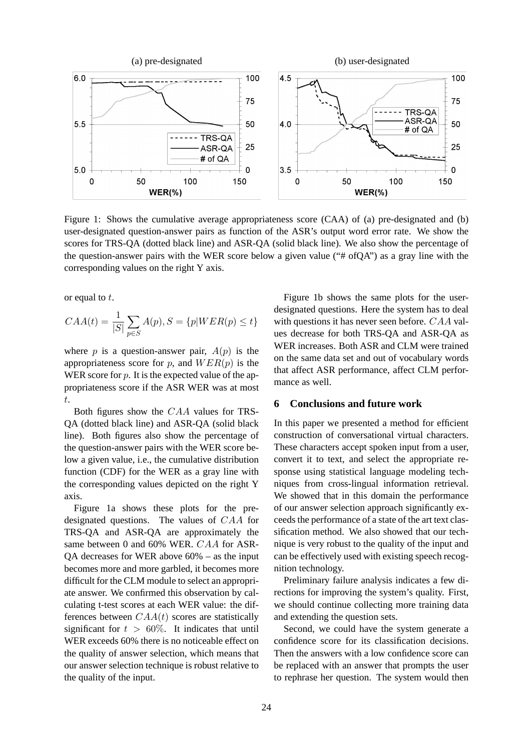Figure 1: Shows the cumulative average appropriateness score (CAA) of (a) pre-designated and (b) user-designated question-answer pairs as function of the ASR's output word error rate. We show the scores for TRS-QA (dotted black line) and ASR-QA (solid black line). We also show the percentage of the question-answer pairs with the WER score below a given value ("# ofQA") as a gray line with the corresponding values on the right Y axis.

or equal to $t$.

$$CAA(t) = \frac{1}{|S|} \sum_{p \in S} A(p), S = \{p | WER(p) \leq t\}$$

where $p$ is a question-answer pair, $A(p)$ is the appropriateness score for $p$, and $WER(p)$ is the WER score for $p$. It is the expected value of the appropriateness score if the ASR WER was at most $t$.

Both figures show the $CAA$ values for TRS-QA (dotted black line) and ASR-QA (solid black line). Both figures also show the percentage of the question-answer pairs with the WER score below a given value, i.e., the cumulative distribution function (CDF) for the WER as a gray line with the corresponding values depicted on the right Y axis.

Figure 1a shows these plots for the pre-designated questions. The values of $CAA$ for TRS-QA and ASR-QA are approximately the same between 0 and 60% WER. $CAA$ for ASR-QA decreases for WER above 60% – as the input becomes more and more garbled, it becomes more difficult for the CLM module to select an appropriate answer. We confirmed this observation by calculating t-test scores at each WER value: the differences between $CAA(t)$ scores are statistically significant for $t > 60\%$. It indicates that until WER exceeds 60% there is no noticeable effect on the quality of answer selection, which means that our answer selection technique is robust relative to the quality of the input.

Figure 1b shows the same plots for the user-designated questions. Here the system has to deal with questions it has never seen before. $CAA$ values decrease for both TRS-QA and ASR-QA as WER increases. Both ASR and CLM were trained on the same data set and out of vocabulary words that affect ASR performance, affect CLM performance as well.

## 6 Conclusions and future work

In this paper we presented a method for efficient construction of conversational virtual characters. These characters accept spoken input from a user, convert it to text, and select the appropriate response using statistical language modeling techniques from cross-lingual information retrieval. We showed that in this domain the performance of our answer selection approach significantly exceeds the performance of a state of the art text classification method. We also showed that our technique is very robust to the quality of the input and can be effectively used with existing speech recognition technology.

Preliminary failure analysis indicates a few directions for improving the system's quality. First, we should continue collecting more training data and extending the question sets.

Second, we could have the system generate a confidence score for its classification decisions. Then the answers with a low confidence score can be replaced with an answer that prompts the user to rephrase her question. The system would then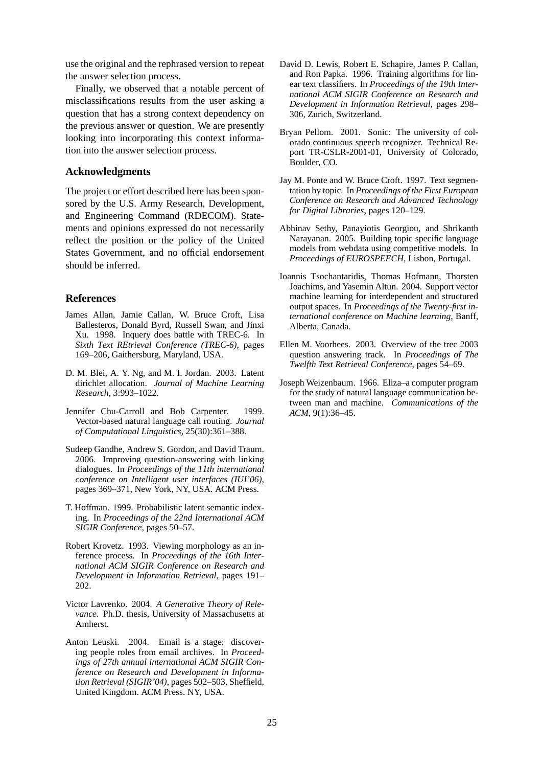use the original and the rephrased version to repeat the answer selection process.

Finally, we observed that a notable percent of misclassifications results from the user asking a question that has a strong context dependency on the previous answer or question. We are presently looking into incorporating this context information into the answer selection process.

## Acknowledgments

The project or effort described here has been sponsored by the U.S. Army Research, Development, and Engineering Command (RDECOM). Statements and opinions expressed do not necessarily reflect the position or the policy of the United States Government, and no official endorsement should be inferred.

## References

James Allan, Jamie Callan, W. Bruce Croft, Lisa Ballesteros, Donald Byrd, Russell Swan, and Jinxi Xu. 1998. Inquery does battle with TREC-6. In *Sixth Text REtrieval Conference (TREC-6)*, pages 169–206, Gaithersburg, Maryland, USA.

D. M. Blei, A. Y. Ng, and M. I. Jordan. 2003. Latent dirichlet allocation. *Journal of Machine Learning Research*, 3:993–1022.

Jennifer Chu-Carroll and Bob Carpenter. 1999. Vector-based natural language call routing. *Journal of Computational Linguistics*, 25(30):361–388.

Sudeep Gandhe, Andrew S. Gordon, and David Traum. 2006. Improving question-answering with linking dialogues. In *Proceedings of the 11th international conference on Intelligent user interfaces (IUI'06)*, pages 369–371, New York, NY, USA. ACM Press.

T. Hoffman. 1999. Probabilistic latent semantic indexing. In *Proceedings of the 22nd International ACM SIGIR Conference*, pages 50–57.

Robert Krovetz. 1993. Viewing morphology as an inference process. In *Proceedings of the 16th International ACM SIGIR Conference on Research and Development in Information Retrieval*, pages 191–202.

Victor Lavrenko. 2004. *A Generative Theory of Relevance*. Ph.D. thesis, University of Massachusetts at Amherst.

Anton Leuski. 2004. Email is a stage: discovering people roles from email archives. In *Proceedings of 27th annual international ACM SIGIR Conference on Research and Development in Information Retrieval (SIGIR'04)*, pages 502–503, Sheffield, United Kingdom. ACM Press. NY, USA.

David D. Lewis, Robert E. Schapire, James P. Callan, and Ron Papka. 1996. Training algorithms for linear text classifiers. In *Proceedings of the 19th International ACM SIGIR Conference on Research and Development in Information Retrieval*, pages 298–306, Zurich, Switzerland.

Bryan Pellom. 2001. Sonic: The university of colorado continuous speech recognizer. Technical Report TR-CSLR-2001-01, University of Colorado, Boulder, CO.

Jay M. Ponte and W. Bruce Croft. 1997. Text segmentation by topic. In *Proceedings of the First European Conference on Research and Advanced Technology for Digital Libraries*, pages 120–129.

Abhinav Sethy, Panayiotis Georgiou, and Shrikanth Narayanan. 2005. Building topic specific language models from webdata using competitive models. In *Proceedings of EUROSPEECH*, Lisbon, Portugal.

Ioannis Tsochantaridis, Thomas Hofmann, Thorsten Joachims, and Yasemin Altun. 2004. Support vector machine learning for interdependent and structured output spaces. In *Proceedings of the Twenty-first international conference on Machine learning*, Banff, Alberta, Canada.

Ellen M. Voorhees. 2003. Overview of the trec 2003 question answering track. In *Proceedings of The Twelfth Text Retrieval Conference*, pages 54–69.

Joseph Weizenbaum. 1966. Eliza–a computer program for the study of natural language communication between man and machine. *Communications of the ACM*, 9(1):36–45.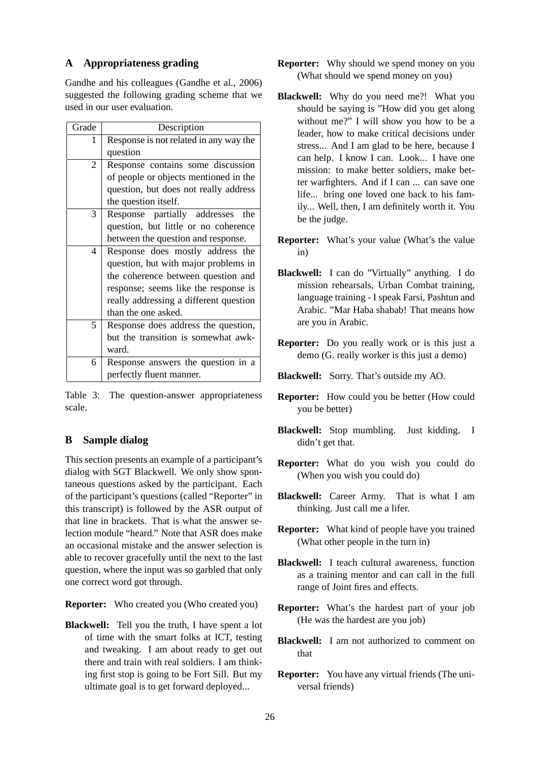## A Appropriateness grading

Gandhe and his colleagues (Gandhe et al., 2006) suggested the following grading scheme that we used in our user evaluation.

| Grade | Description |
|---|---|
| 1 | Response is not related in any way the question |
| 2 | Response contains some discussion of people or objects mentioned in the question, but does not really address the question itself. |
| 3 | Response partially addresses the question, but little or no coherence between the question and response. |
| 4 | Response does mostly address the question, but with major problems in the coherence between question and response; seems like the response is really addressing a different question than the one asked. |
| 5 | Response does address the question, but the transition is somewhat awkward. |
| 6 | Response answers the question in a perfectly fluent manner. |

Table 3: The question-answer appropriateness scale.

## B Sample dialog

This section presents an example of a participant's dialog with SGT Blackwell. We only show spontaneous questions asked by the participant. Each of the participant's questions (called "Reporter" in this transcript) is followed by the ASR output of that line in brackets. That is what the answer selection module "heard." Note that ASR does make an occasional mistake and the answer selection is able to recover gracefully until the next to the last question, where the input was so garbled that only one correct word got through.

**Reporter:** Who created you (Who created you)

**Blackwell:** Tell you the truth, I have spent a lot of time with the smart folks at ICT, testing and tweaking. I am about ready to get out there and train with real soldiers. I am thinking first stop is going to be Fort Sill. But my ultimate goal is to get forward deployed...

**Reporter:** Why should we spend money on you (What should we spend money on you)

**Blackwell:** Why do you need me?! What you should be saying is "How did you get along without me?" I will show you how to be a leader, how to make critical decisions under stress... And I am glad to be here, because I can help. I know I can. Look... I have one mission: to make better soldiers, make better warfighters. And if I can ... can save one life... bring one loved one back to his family... Well, then, I am definitely worth it. You be the judge.

**Reporter:** What's your value (What's the value in)

**Blackwell:** I can do "Virtually" anything. I do mission rehearsals, Urban Combat training, language training - I speak Farsi, Pashtun and Arabic. "Mar Haba shabab! That means how are you in Arabic.

**Reporter:** Do you really work or is this just a demo (G. really worker is this just a demo)

**Blackwell:** Sorry. That's outside my AO.

**Reporter:** How could you be better (How could you be better)

**Blackwell:** Stop mumbling. Just kidding. I didn't get that.

**Reporter:** What do you wish you could do (When you wish you could do)

**Blackwell:** Career Army. That is what I am thinking. Just call me a lifer.

**Reporter:** What kind of people have you trained (What other people in the turn in)

**Blackwell:** I teach cultural awareness, function as a training mentor and can call in the full range of Joint fires and effects.

**Reporter:** What's the hardest part of your job (He was the hardest are you job)

**Blackwell:** I am not authorized to comment on that

**Reporter:** You have any virtual friends (The universal friends)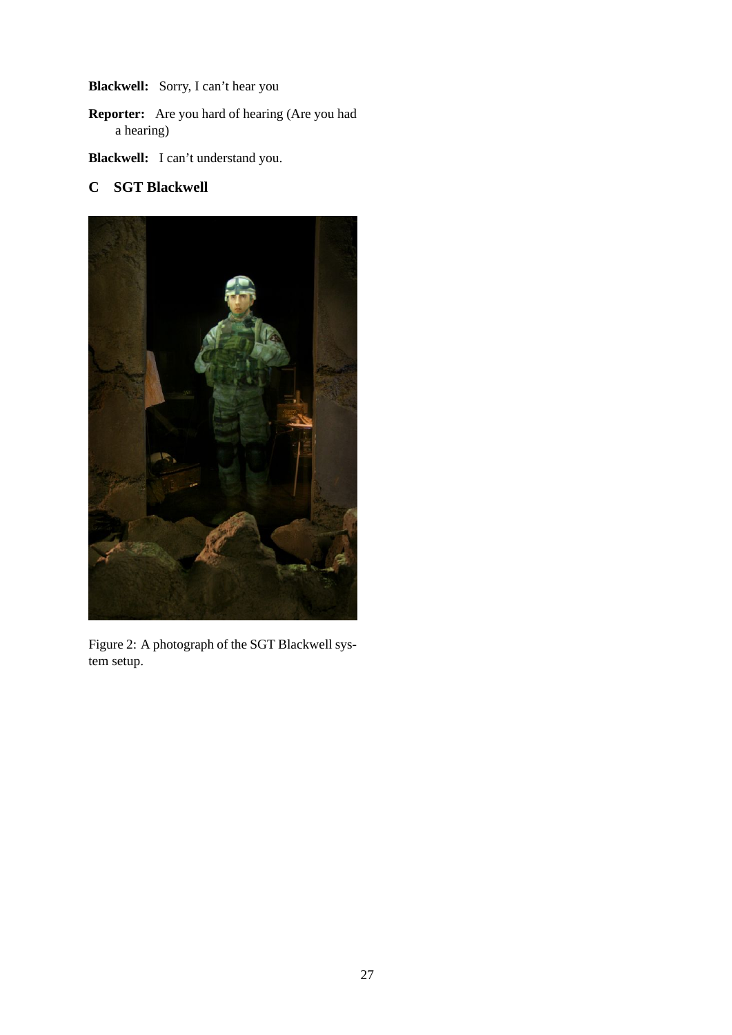**Blackwell:** Sorry, I can't hear you

**Reporter:** Are you hard of hearing (Are you had a hearing)

**Blackwell:** I can't understand you.

## C SGT Blackwell

Figure 2: A photograph of the SGT Blackwell system setup.